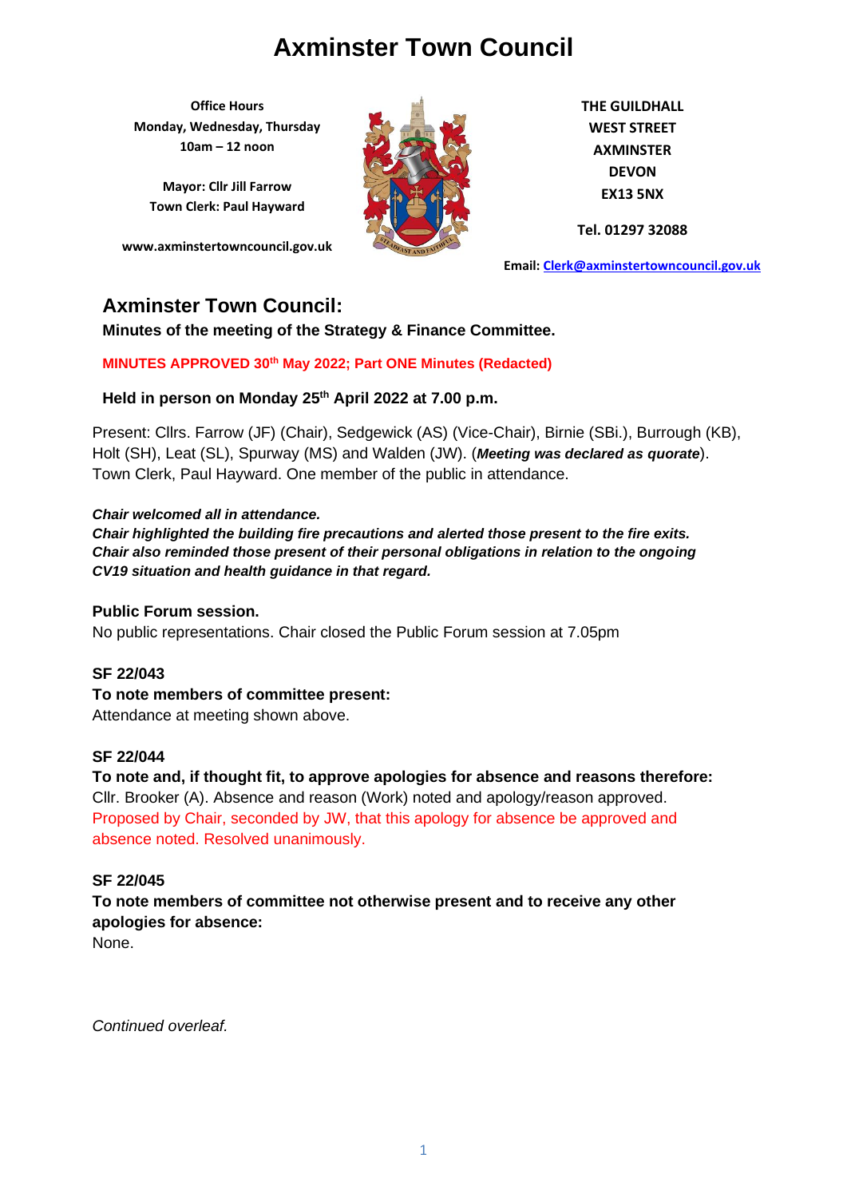# Axminster Town Council

**Office Hours**
**Monday, Wednesday, Thursday**
**10am – 12 noon**

**Mayor: Cllr Jill Farrow**
**Town Clerk: Paul Hayward**

**www.axminstertowncouncil.gov.uk**

**THE GUILDHALL**
**WEST STREET**
**AXMINSTER**
**DEVON**
**EX13 5NX**

**Tel. 01297 32088**

**Email: Clerk@axminstertowncouncil.gov.uk**

## Axminster Town Council:

**Minutes of the meeting of the Strategy & Finance Committee.**

**MINUTES APPROVED 30th May 2022; Part ONE Minutes (Redacted)**

**Held in person on Monday 25th April 2022 at 7.00 p.m.**

Present: Cllrs. Farrow (JF) (Chair), Sedgewick (AS) (Vice-Chair), Birnie (SBi.), Burrough (KB), Holt (SH), Leat (SL), Spurway (MS) and Walden (JW). (***Meeting was declared as quorate***). Town Clerk, Paul Hayward. One member of the public in attendance.

***Chair welcomed all in attendance.***
***Chair highlighted the building fire precautions and alerted those present to the fire exits.***
***Chair also reminded those present of their personal obligations in relation to the ongoing CV19 situation and health guidance in that regard.***

**Public Forum session.**
No public representations. Chair closed the Public Forum session at 7.05pm

**SF 22/043**
**To note members of committee present:**
Attendance at meeting shown above.

**SF 22/044**
**To note and, if thought fit, to approve apologies for absence and reasons therefore:**
Cllr. Brooker (A). Absence and reason (Work) noted and apology/reason approved.
Proposed by Chair, seconded by JW, that this apology for absence be approved and absence noted. Resolved unanimously.

**SF 22/045**
**To note members of committee not otherwise present and to receive any other apologies for absence:**
None.

*Continued overleaf.*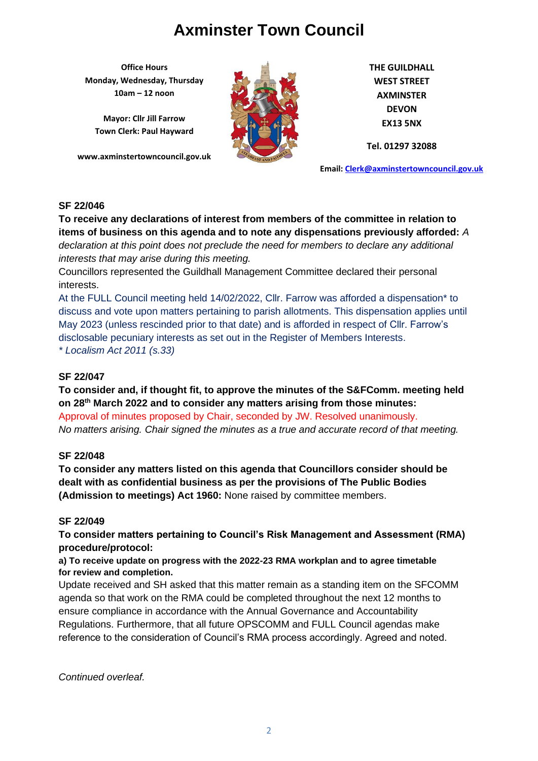# Axminster Town Council

**Office Hours**
**Monday, Wednesday, Thursday**
**10am – 12 noon**

**Mayor: Cllr Jill Farrow**
**Town Clerk: Paul Hayward**

**www.axminstertowncouncil.gov.uk**

**THE GUILDHALL**
**WEST STREET**
**AXMINSTER**
**DEVON**
**EX13 5NX**

**Tel. 01297 32088**

**Email: Clerk@axminstertowncouncil.gov.uk**

**SF 22/046**

**To receive any declarations of interest from members of the committee in relation to items of business on this agenda and to note any dispensations previously afforded:** *A declaration at this point does not preclude the need for members to declare any additional interests that may arise during this meeting.*

Councillors represented the Guildhall Management Committee declared their personal interests.

At the FULL Council meeting held 14/02/2022, Cllr. Farrow was afforded a dispensation* to discuss and vote upon matters pertaining to parish allotments. This dispensation applies until May 2023 (unless rescinded prior to that date) and is afforded in respect of Cllr. Farrow's disclosable pecuniary interests as set out in the Register of Members Interests.

*\* Localism Act 2011 (s.33)*

**SF 22/047**

**To consider and, if thought fit, to approve the minutes of the S&FComm. meeting held on 28th March 2022 and to consider any matters arising from those minutes:**

Approval of minutes proposed by Chair, seconded by JW. Resolved unanimously.

*No matters arising. Chair signed the minutes as a true and accurate record of that meeting.*

**SF 22/048**

**To consider any matters listed on this agenda that Councillors consider should be dealt with as confidential business as per the provisions of The Public Bodies (Admission to meetings) Act 1960:** None raised by committee members.

**SF 22/049**

**To consider matters pertaining to Council's Risk Management and Assessment (RMA) procedure/protocol:**

**a) To receive update on progress with the 2022-23 RMA workplan and to agree timetable for review and completion.**

Update received and SH asked that this matter remain as a standing item on the SFCOMM agenda so that work on the RMA could be completed throughout the next 12 months to ensure compliance in accordance with the Annual Governance and Accountability Regulations. Furthermore, that all future OPSCOMM and FULL Council agendas make reference to the consideration of Council's RMA process accordingly. Agreed and noted.

*Continued overleaf.*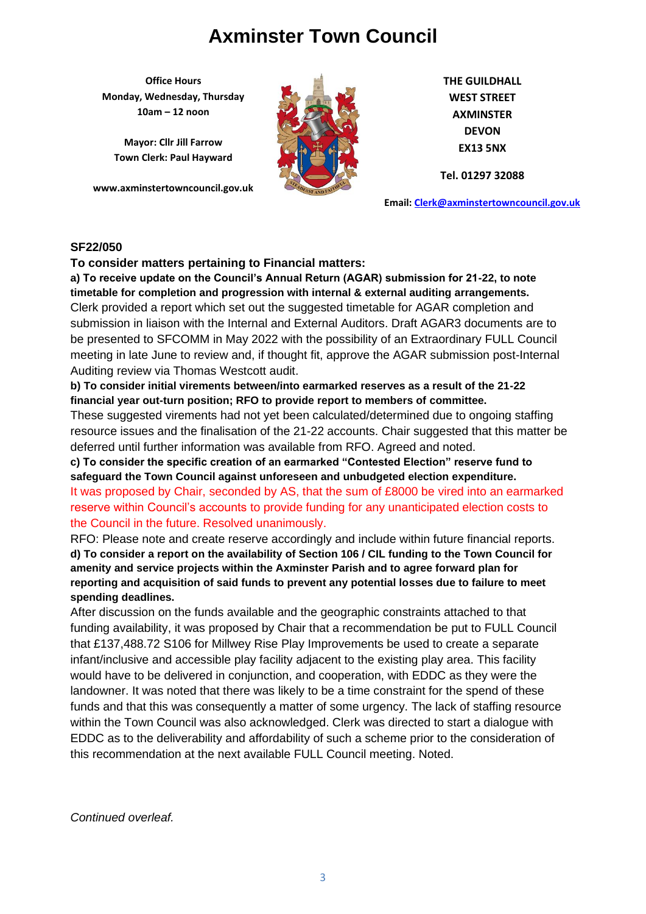# Axminster Town Council

**Office Hours**
**Monday, Wednesday, Thursday**
**10am – 12 noon**

**Mayor: Cllr Jill Farrow**
**Town Clerk: Paul Hayward**

**www.axminstertowncouncil.gov.uk**

**THE GUILDHALL**
**WEST STREET**
**AXMINSTER**
**DEVON**
**EX13 5NX**

**Tel. 01297 32088**

**Email: Clerk@axminstertowncouncil.gov.uk**

**SF22/050**

**To consider matters pertaining to Financial matters:**

**a) To receive update on the Council's Annual Return (AGAR) submission for 21-22, to note timetable for completion and progression with internal & external auditing arrangements.**

Clerk provided a report which set out the suggested timetable for AGAR completion and submission in liaison with the Internal and External Auditors. Draft AGAR3 documents are to be presented to SFCOMM in May 2022 with the possibility of an Extraordinary FULL Council meeting in late June to review and, if thought fit, approve the AGAR submission post-Internal Auditing review via Thomas Westcott audit.

**b) To consider initial virements between/into earmarked reserves as a result of the 21-22 financial year out-turn position; RFO to provide report to members of committee.**

These suggested virements had not yet been calculated/determined due to ongoing staffing resource issues and the finalisation of the 21-22 accounts. Chair suggested that this matter be deferred until further information was available from RFO. Agreed and noted.

**c) To consider the specific creation of an earmarked "Contested Election" reserve fund to safeguard the Town Council against unforeseen and unbudgeted election expenditure.**

It was proposed by Chair, seconded by AS, that the sum of £8000 be vired into an earmarked reserve within Council's accounts to provide funding for any unanticipated election costs to the Council in the future. Resolved unanimously.

RFO: Please note and create reserve accordingly and include within future financial reports.

**d) To consider a report on the availability of Section 106 / CIL funding to the Town Council for amenity and service projects within the Axminster Parish and to agree forward plan for reporting and acquisition of said funds to prevent any potential losses due to failure to meet spending deadlines.**

After discussion on the funds available and the geographic constraints attached to that funding availability, it was proposed by Chair that a recommendation be put to FULL Council that £137,488.72 S106 for Millwey Rise Play Improvements be used to create a separate infant/inclusive and accessible play facility adjacent to the existing play area. This facility would have to be delivered in conjunction, and cooperation, with EDDC as they were the landowner. It was noted that there was likely to be a time constraint for the spend of these funds and that this was consequently a matter of some urgency. The lack of staffing resource within the Town Council was also acknowledged. Clerk was directed to start a dialogue with EDDC as to the deliverability and affordability of such a scheme prior to the consideration of this recommendation at the next available FULL Council meeting. Noted.

*Continued overleaf.*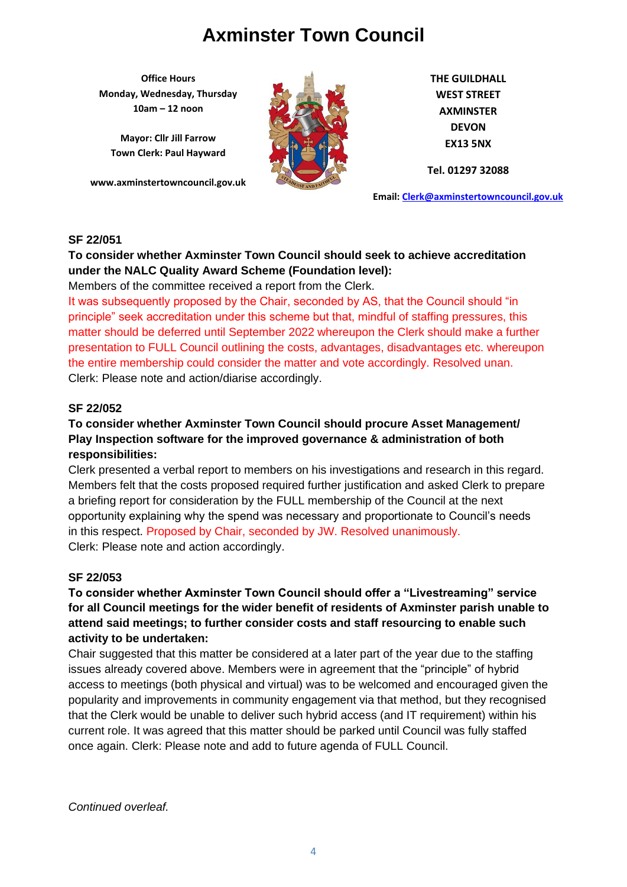# Axminster Town Council

**Office Hours**
**Monday, Wednesday, Thursday**
**10am – 12 noon**

**Mayor: Cllr Jill Farrow**
**Town Clerk: Paul Hayward**

**www.axminstertowncouncil.gov.uk**

**THE GUILDHALL**
**WEST STREET**
**AXMINSTER**
**DEVON**
**EX13 5NX**

**Tel. 01297 32088**

**Email: Clerk@axminstertowncouncil.gov.uk**

**SF 22/051**

**To consider whether Axminster Town Council should seek to achieve accreditation under the NALC Quality Award Scheme (Foundation level):**

Members of the committee received a report from the Clerk.

It was subsequently proposed by the Chair, seconded by AS, that the Council should "in principle" seek accreditation under this scheme but that, mindful of staffing pressures, this matter should be deferred until September 2022 whereupon the Clerk should make a further presentation to FULL Council outlining the costs, advantages, disadvantages etc. whereupon the entire membership could consider the matter and vote accordingly. Resolved unan.

Clerk: Please note and action/diarise accordingly.

**SF 22/052**

**To consider whether Axminster Town Council should procure Asset Management/ Play Inspection software for the improved governance & administration of both responsibilities:**

Clerk presented a verbal report to members on his investigations and research in this regard. Members felt that the costs proposed required further justification and asked Clerk to prepare a briefing report for consideration by the FULL membership of the Council at the next opportunity explaining why the spend was necessary and proportionate to Council's needs in this respect. Proposed by Chair, seconded by JW. Resolved unanimously.

Clerk: Please note and action accordingly.

**SF 22/053**

**To consider whether Axminster Town Council should offer a "Livestreaming" service for all Council meetings for the wider benefit of residents of Axminster parish unable to attend said meetings; to further consider costs and staff resourcing to enable such activity to be undertaken:**

Chair suggested that this matter be considered at a later part of the year due to the staffing issues already covered above. Members were in agreement that the "principle" of hybrid access to meetings (both physical and virtual) was to be welcomed and encouraged given the popularity and improvements in community engagement via that method, but they recognised that the Clerk would be unable to deliver such hybrid access (and IT requirement) within his current role. It was agreed that this matter should be parked until Council was fully staffed once again. Clerk: Please note and add to future agenda of FULL Council.

*Continued overleaf.*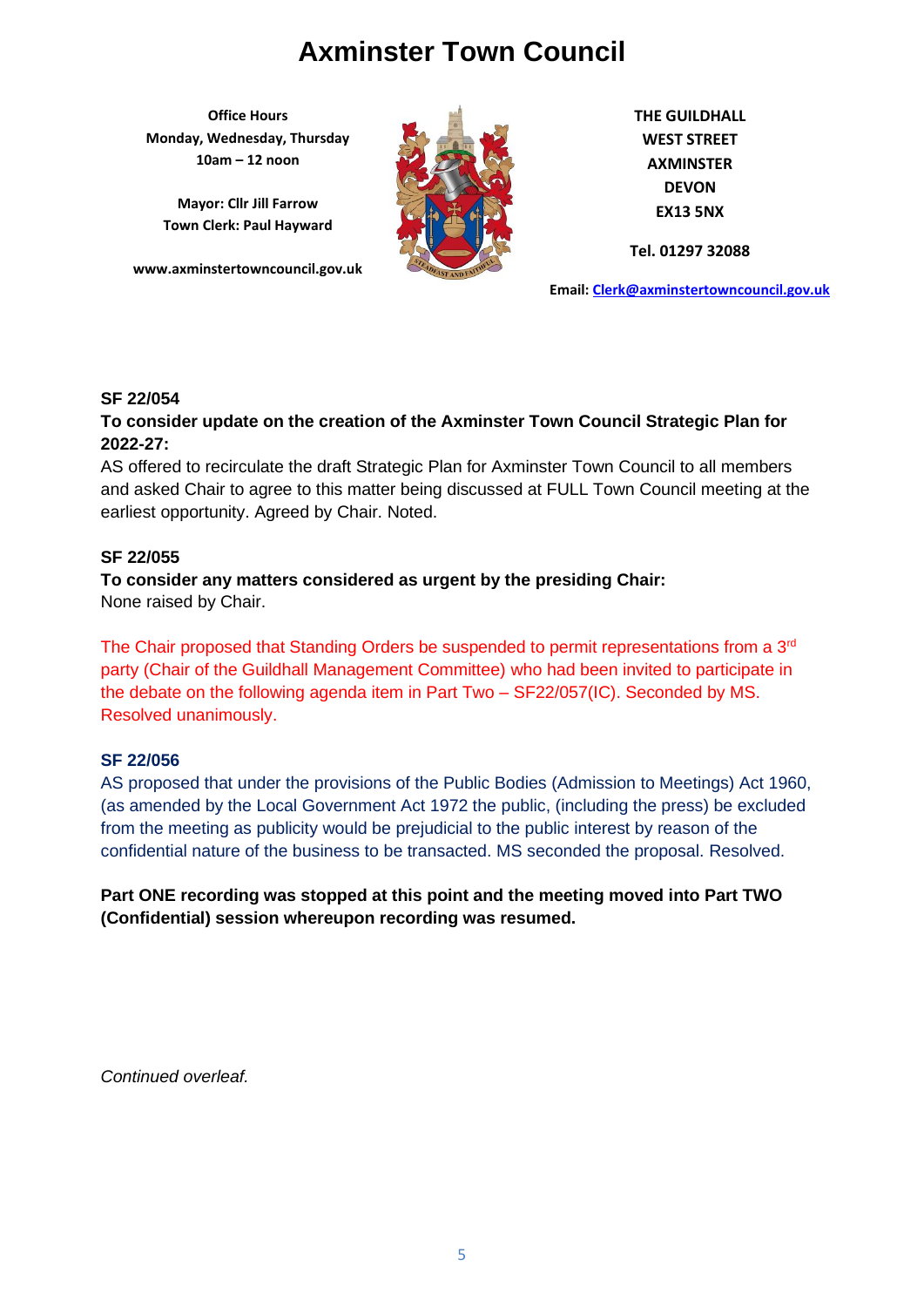# Axminster Town Council

**Office Hours**
**Monday, Wednesday, Thursday**
**10am – 12 noon**

**Mayor: Cllr Jill Farrow**
**Town Clerk: Paul Hayward**

**www.axminstertowncouncil.gov.uk**

**THE GUILDHALL**
**WEST STREET**
**AXMINSTER**
**DEVON**
**EX13 5NX**

**Tel. 01297 32088**

**Email: Clerk@axminstertowncouncil.gov.uk**

**SF 22/054**

**To consider update on the creation of the Axminster Town Council Strategic Plan for 2022-27:**

AS offered to recirculate the draft Strategic Plan for Axminster Town Council to all members and asked Chair to agree to this matter being discussed at FULL Town Council meeting at the earliest opportunity. Agreed by Chair. Noted.

**SF 22/055**

**To consider any matters considered as urgent by the presiding Chair:**

None raised by Chair.

The Chair proposed that Standing Orders be suspended to permit representations from a 3rd party (Chair of the Guildhall Management Committee) who had been invited to participate in the debate on the following agenda item in Part Two – SF22/057(IC). Seconded by MS. Resolved unanimously.

**SF 22/056**

AS proposed that under the provisions of the Public Bodies (Admission to Meetings) Act 1960, (as amended by the Local Government Act 1972 the public, (including the press) be excluded from the meeting as publicity would be prejudicial to the public interest by reason of the confidential nature of the business to be transacted. MS seconded the proposal. Resolved.

**Part ONE recording was stopped at this point and the meeting moved into Part TWO (Confidential) session whereupon recording was resumed.**

*Continued overleaf.*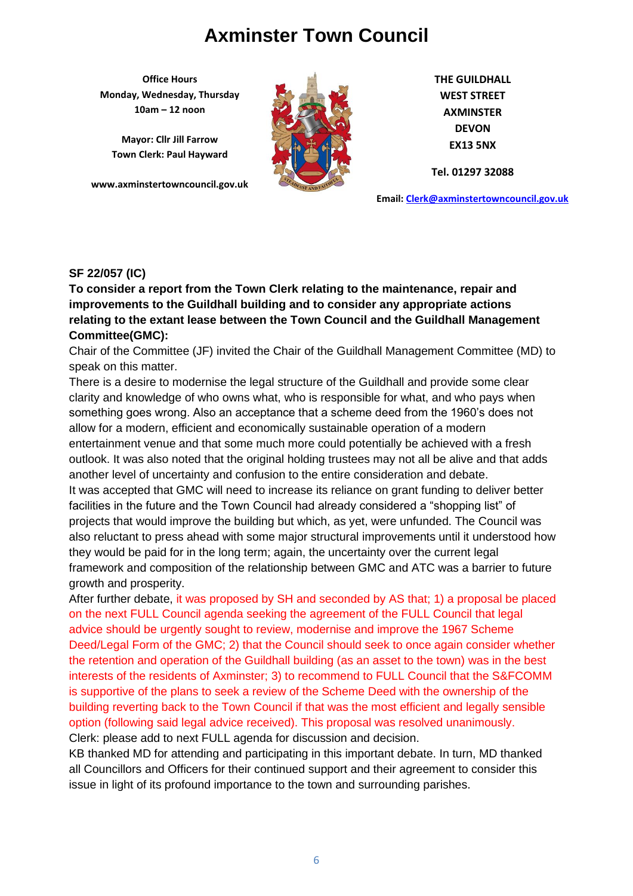# Axminster Town Council

**Office Hours**
**Monday, Wednesday, Thursday**
**10am – 12 noon**

**Mayor: Cllr Jill Farrow**
**Town Clerk: Paul Hayward**

**www.axminstertowncouncil.gov.uk**

**THE GUILDHALL**
**WEST STREET**
**AXMINSTER**
**DEVON**
**EX13 5NX**

**Tel. 01297 32088**

**Email: Clerk@axminstertowncouncil.gov.uk**

**SF 22/057 (IC)**

**To consider a report from the Town Clerk relating to the maintenance, repair and improvements to the Guildhall building and to consider any appropriate actions relating to the extant lease between the Town Council and the Guildhall Management Committee(GMC):**

Chair of the Committee (JF) invited the Chair of the Guildhall Management Committee (MD) to speak on this matter.

There is a desire to modernise the legal structure of the Guildhall and provide some clear clarity and knowledge of who owns what, who is responsible for what, and who pays when something goes wrong. Also an acceptance that a scheme deed from the 1960's does not allow for a modern, efficient and economically sustainable operation of a modern entertainment venue and that some much more could potentially be achieved with a fresh outlook. It was also noted that the original holding trustees may not all be alive and that adds another level of uncertainty and confusion to the entire consideration and debate.

It was accepted that GMC will need to increase its reliance on grant funding to deliver better facilities in the future and the Town Council had already considered a "shopping list" of projects that would improve the building but which, as yet, were unfunded. The Council was also reluctant to press ahead with some major structural improvements until it understood how they would be paid for in the long term; again, the uncertainty over the current legal framework and composition of the relationship between GMC and ATC was a barrier to future growth and prosperity.

After further debate, it was proposed by SH and seconded by AS that; 1) a proposal be placed on the next FULL Council agenda seeking the agreement of the FULL Council that legal advice should be urgently sought to review, modernise and improve the 1967 Scheme Deed/Legal Form of the GMC; 2) that the Council should seek to once again consider whether the retention and operation of the Guildhall building (as an asset to the town) was in the best interests of the residents of Axminster; 3) to recommend to FULL Council that the S&FCOMM is supportive of the plans to seek a review of the Scheme Deed with the ownership of the building reverting back to the Town Council if that was the most efficient and legally sensible option (following said legal advice received). This proposal was resolved unanimously.

Clerk: please add to next FULL agenda for discussion and decision.

KB thanked MD for attending and participating in this important debate. In turn, MD thanked all Councillors and Officers for their continued support and their agreement to consider this issue in light of its profound importance to the town and surrounding parishes.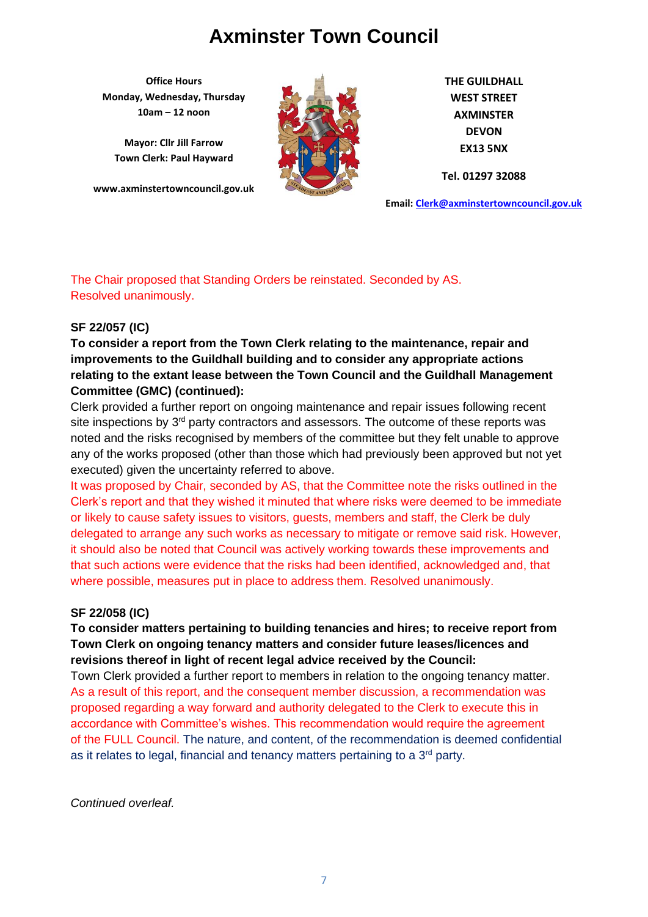# Axminster Town Council

**Office Hours**
**Monday, Wednesday, Thursday**
**10am – 12 noon**

**Mayor: Cllr Jill Farrow**
**Town Clerk: Paul Hayward**

**www.axminstertowncouncil.gov.uk**

**THE GUILDHALL**
**WEST STREET**
**AXMINSTER**
**DEVON**
**EX13 5NX**

**Tel. 01297 32088**

**Email: Clerk@axminstertowncouncil.gov.uk**

The Chair proposed that Standing Orders be reinstated. Seconded by AS. Resolved unanimously.

**SF 22/057 (IC)**

**To consider a report from the Town Clerk relating to the maintenance, repair and improvements to the Guildhall building and to consider any appropriate actions relating to the extant lease between the Town Council and the Guildhall Management Committee (GMC) (continued):**

Clerk provided a further report on ongoing maintenance and repair issues following recent site inspections by 3rd party contractors and assessors. The outcome of these reports was noted and the risks recognised by members of the committee but they felt unable to approve any of the works proposed (other than those which had previously been approved but not yet executed) given the uncertainty referred to above.

It was proposed by Chair, seconded by AS, that the Committee note the risks outlined in the Clerk's report and that they wished it minuted that where risks were deemed to be immediate or likely to cause safety issues to visitors, guests, members and staff, the Clerk be duly delegated to arrange any such works as necessary to mitigate or remove said risk. However, it should also be noted that Council was actively working towards these improvements and that such actions were evidence that the risks had been identified, acknowledged and, that where possible, measures put in place to address them. Resolved unanimously.

**SF 22/058 (IC)**

**To consider matters pertaining to building tenancies and hires; to receive report from Town Clerk on ongoing tenancy matters and consider future leases/licences and revisions thereof in light of recent legal advice received by the Council:**

Town Clerk provided a further report to members in relation to the ongoing tenancy matter. As a result of this report, and the consequent member discussion, a recommendation was proposed regarding a way forward and authority delegated to the Clerk to execute this in accordance with Committee's wishes. This recommendation would require the agreement of the FULL Council. The nature, and content, of the recommendation is deemed confidential as it relates to legal, financial and tenancy matters pertaining to a 3rd party.

*Continued overleaf.*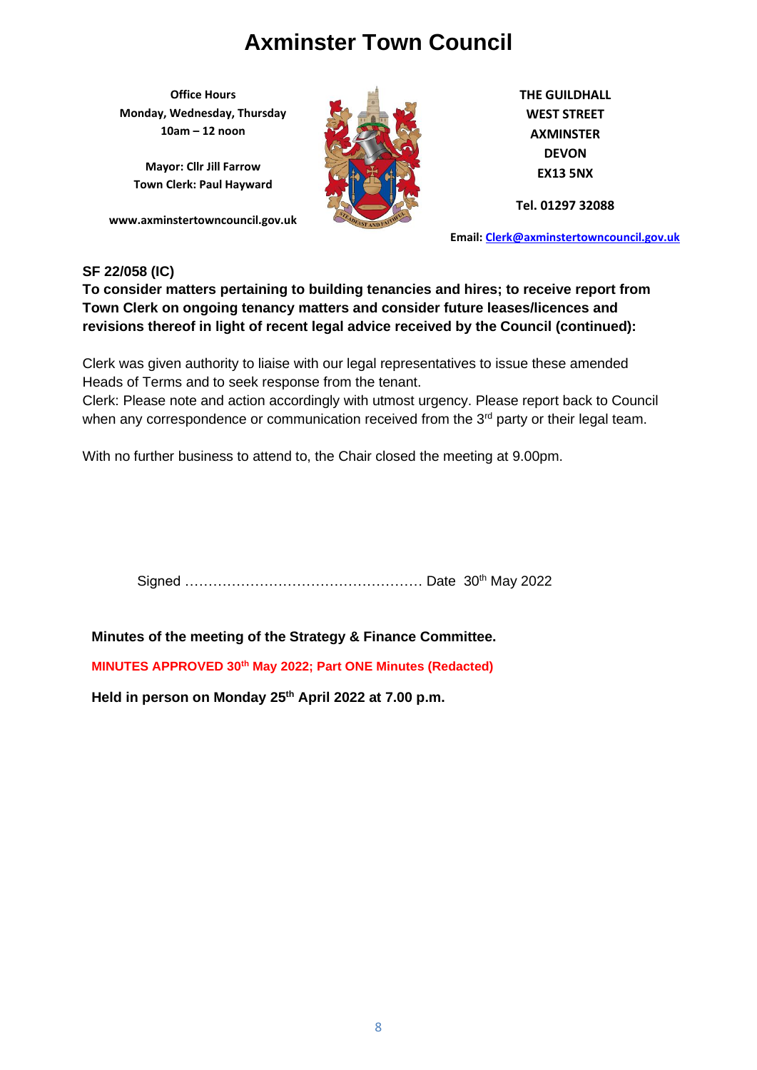# Axminster Town Council

**Office Hours**
**Monday, Wednesday, Thursday**
**10am – 12 noon**

**Mayor: Cllr Jill Farrow**
**Town Clerk: Paul Hayward**

**www.axminstertowncouncil.gov.uk**

**THE GUILDHALL**
**WEST STREET**
**AXMINSTER**
**DEVON**
**EX13 5NX**

**Tel. 01297 32088**

**Email: Clerk@axminstertowncouncil.gov.uk**

**SF 22/058 (IC)**
**To consider matters pertaining to building tenancies and hires; to receive report from Town Clerk on ongoing tenancy matters and consider future leases/licences and revisions thereof in light of recent legal advice received by the Council (continued):**

Clerk was given authority to liaise with our legal representatives to issue these amended Heads of Terms and to seek response from the tenant.
Clerk: Please note and action accordingly with utmost urgency. Please report back to Council when any correspondence or communication received from the 3rd party or their legal team.

With no further business to attend to, the Chair closed the meeting at 9.00pm.

Signed …………………………………………… Date 30th May 2022

**Minutes of the meeting of the Strategy & Finance Committee.**

**MINUTES APPROVED 30th May 2022; Part ONE Minutes (Redacted)**

**Held in person on Monday 25th April 2022 at 7.00 p.m.**